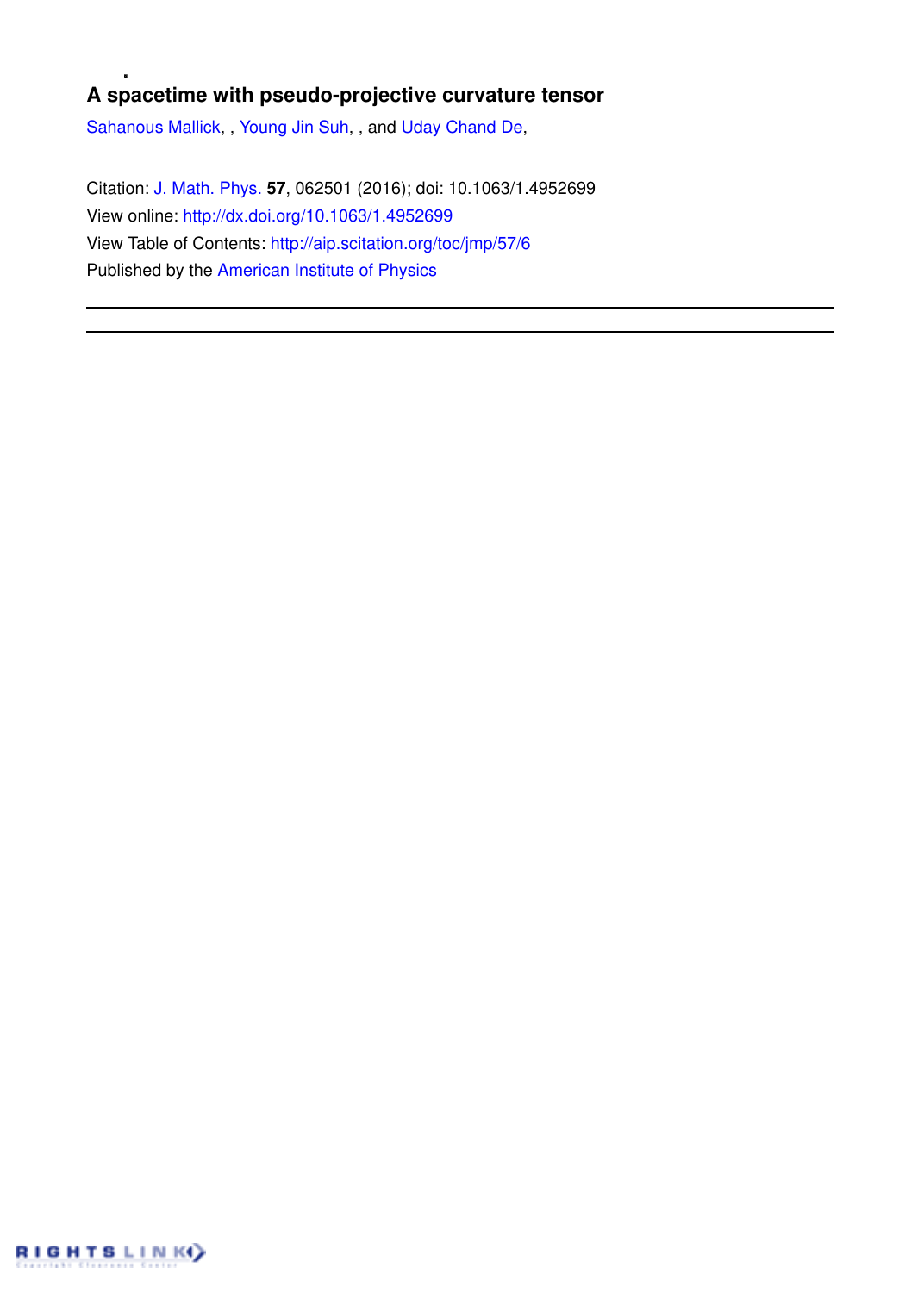# A spacetime with pseudo-projective curvature tensor

Sahanous Mallick, , Young Jin Suh, , and Uday Chand De,

Citation: J. Math. Phys. **57**, 062501 (2016); doi: 10.1063/1.4952699

View online: http://dx.doi.org/10.1063/1.4952699

View Table of Contents: http://aip.scitation.org/toc/jmp/57/6

Published by the American Institute of Physics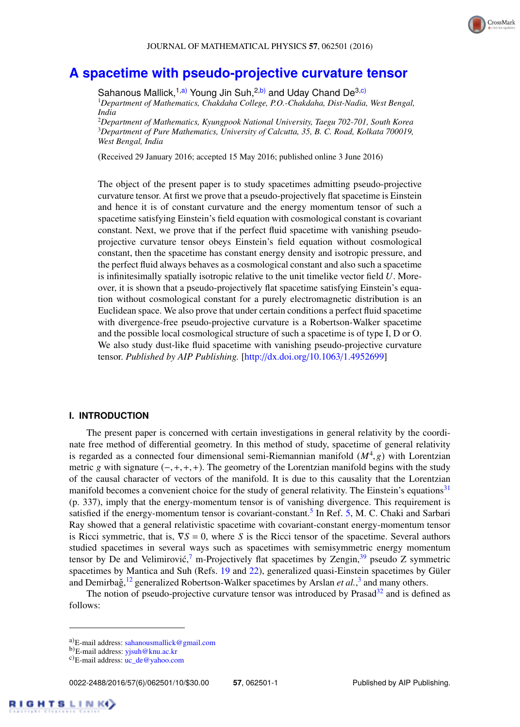# A spacetime with pseudo-projective curvature tensor

Sahanous Mallick,[1,a)] Young Jin Suh,[2,b)] and Uday Chand De[3,c)]

[1]*Department of Mathematics, Chakdaha College, P.O.-Chakdaha, Dist-Nadia, West Bengal, India*
[2]*Department of Mathematics, Kyungpook National University, Taegu 702-701, South Korea*
[3]*Department of Pure Mathematics, University of Calcutta, 35, B. C. Road, Kolkata 700019, West Bengal, India*

(Received 29 January 2016; accepted 15 May 2016; published online 3 June 2016)

The object of the present paper is to study spacetimes admitting pseudo-projective curvature tensor. At first we prove that a pseudo-projectively flat spacetime is Einstein and hence it is of constant curvature and the energy momentum tensor of such a spacetime satisfying Einstein's field equation with cosmological constant is covariant constant. Next, we prove that if the perfect fluid spacetime with vanishing pseudo-projective curvature tensor obeys Einstein's field equation without cosmological constant, then the spacetime has constant energy density and isotropic pressure, and the perfect fluid always behaves as a cosmological constant and also such a spacetime is infinitesimally spatially isotropic relative to the unit timelike vector field $U$. Moreover, it is shown that a pseudo-projectively flat spacetime satisfying Einstein's equation without cosmological constant for a purely electromagnetic distribution is an Euclidean space. We also prove that under certain conditions a perfect fluid spacetime with divergence-free pseudo-projective curvature is a Robertson-Walker spacetime and the possible local cosmological structure of such a spacetime is of type I, D or O. We also study dust-like fluid spacetime with vanishing pseudo-projective curvature tensor. *Published by AIP Publishing.* [http://dx.doi.org/10.1063/1.4952699]

## I. INTRODUCTION

The present paper is concerned with certain investigations in general relativity by the coordinate free method of differential geometry. In this method of study, spacetime of general relativity is regarded as a connected four dimensional semi-Riemannian manifold $(M^4, g)$ with Lorentzian metric $g$ with signature $(-,+,+,+)$. The geometry of the Lorentzian manifold begins with the study of the causal character of vectors of the manifold. It is due to this causality that the Lorentzian manifold becomes a convenient choice for the study of general relativity. The Einstein's equations[31] (p. 337), imply that the energy-momentum tensor is of vanishing divergence. This requirement is satisfied if the energy-momentum tensor is covariant-constant.[5] In Ref. 5, M. C. Chaki and Sarbari Ray showed that a general relativistic spacetime with covariant-constant energy-momentum tensor is Ricci symmetric, that is, $\nabla S = 0$, where $S$ is the Ricci tensor of the spacetime. Several authors studied spacetimes in several ways such as spacetimes with semisymmetric energy momentum tensor by De and Velimirović,[7] m-Projectively flat spacetimes by Zengin,[39] pseudo Z symmetric spacetimes by Mantica and Suh (Refs. 19 and 22), generalized quasi-Einstein spacetimes by Güler and Demirbağ,[12] generalized Robertson-Walker spacetimes by Arslan *et al.*,[3] and many others.

The notion of pseudo-projective curvature tensor was introduced by Prasad[32] and is defined as follows:

---

a)E-mail address: sahanousmallick@gmail.com
b)E-mail address: yjsuh@knu.ac.kr
c)E-mail address: uc_de@yahoo.com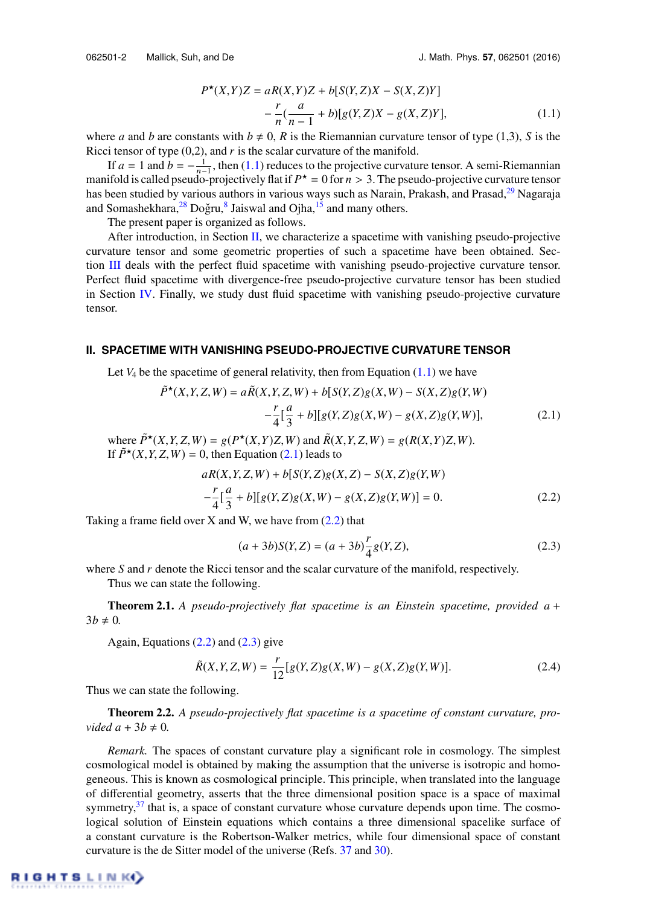$$P^{\star}(X,Y)Z = aR(X,Y)Z + b[S(Y,Z)X - S(X,Z)Y] - \frac{r}{n}\left(\frac{a}{n-1} + b\right)[g(Y,Z)X - g(X,Z)Y], \tag{1.1}$$

where $a$ and $b$ are constants with $b \neq 0$, $R$ is the Riemannian curvature tensor of type (1,3), $S$ is the Ricci tensor of type (0,2), and $r$ is the scalar curvature of the manifold.

If $a = 1$ and $b = -\frac{1}{n-1}$, then (1.1) reduces to the projective curvature tensor. A semi-Riemannian manifold is called pseudo-projectively flat if $P^{\star} = 0$ for $n > 3$. The pseudo-projective curvature tensor has been studied by various authors in various ways such as Narain, Prakash, and Prasad,[29] Nagaraja and Somashekhara,[28] Doğru,[8] Jaiswal and Ojha,[15] and many others.

The present paper is organized as follows.

After introduction, in Section II, we characterize a spacetime with vanishing pseudo-projective curvature tensor and some geometric properties of such a spacetime have been obtained. Section III deals with the perfect fluid spacetime with vanishing pseudo-projective curvature tensor. Perfect fluid spacetime with divergence-free pseudo-projective curvature tensor has been studied in Section IV. Finally, we study dust fluid spacetime with vanishing pseudo-projective curvature tensor.

## II. SPACETIME WITH VANISHING PSEUDO-PROJECTIVE CURVATURE TENSOR

Let $V_4$ be the spacetime of general relativity, then from Equation (1.1) we have

$$\tilde{P}^{\star}(X,Y,Z,W) = a\tilde{R}(X,Y,Z,W) + b[S(Y,Z)g(X,W) - S(X,Z)g(Y,W)] - \frac{r}{4}\left[\frac{a}{3} + b\right][g(Y,Z)g(X,W) - g(X,Z)g(Y,W)], \tag{2.1}$$

where $\tilde{P}^{\star}(X,Y,Z,W) = g(P^{\star}(X,Y)Z,W)$ and $\tilde{R}(X,Y,Z,W) = g(R(X,Y)Z,W)$.

If $\tilde{P}^{\star}(X,Y,Z,W) = 0$, then Equation (2.1) leads to

$$aR(X,Y,Z,W) + b[S(Y,Z)g(X,Z) - S(X,Z)g(Y,W) - \frac{r}{4}\left[\frac{a}{3} + b\right][g(Y,Z)g(X,W) - g(X,Z)g(Y,W)] = 0. \tag{2.2}$$

Taking a frame field over X and W, we have from (2.2) that

$$(a + 3b)S(Y,Z) = (a + 3b)\frac{r}{4}g(Y,Z), \tag{2.3}$$

where $S$ and $r$ denote the Ricci tensor and the scalar curvature of the manifold, respectively.

Thus we can state the following.

**Theorem 2.1.** *A pseudo-projectively flat spacetime is an Einstein spacetime, provided* $a + 3b \neq 0$*.*

Again, Equations (2.2) and (2.3) give

$$\tilde{R}(X,Y,Z,W) = \frac{r}{12}[g(Y,Z)g(X,W) - g(X,Z)g(Y,W)]. \tag{2.4}$$

Thus we can state the following.

**Theorem 2.2.** *A pseudo-projectively flat spacetime is a spacetime of constant curvature, provided* $a + 3b \neq 0$*.*

*Remark.* The spaces of constant curvature play a significant role in cosmology. The simplest cosmological model is obtained by making the assumption that the universe is isotropic and homogeneous. This is known as cosmological principle. This principle, when translated into the language of differential geometry, asserts that the three dimensional position space is a space of maximal symmetry,[37] that is, a space of constant curvature whose curvature depends upon time. The cosmological solution of Einstein equations which contains a three dimensional spacelike surface of a constant curvature is the Robertson-Walker metrics, while four dimensional space of constant curvature is the de Sitter model of the universe (Refs. 37 and 30).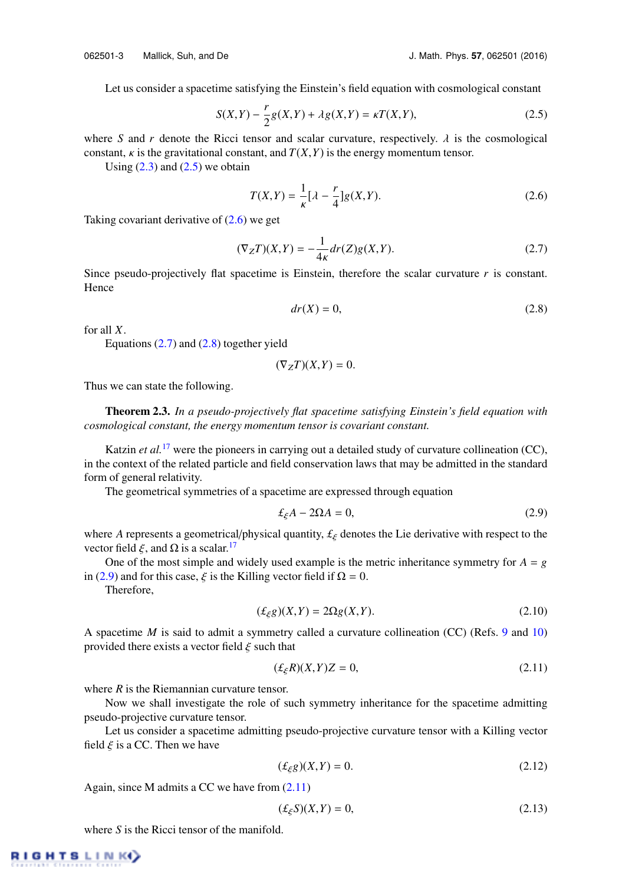Let us consider a spacetime satisfying the Einstein's field equation with cosmological constant

$$S(X,Y) - \frac{r}{2}g(X,Y) + \lambda g(X,Y) = \kappa T(X,Y), \tag{2.5}$$

where $S$ and $r$ denote the Ricci tensor and scalar curvature, respectively. $\lambda$ is the cosmological constant, $\kappa$ is the gravitational constant, and $T(X,Y)$ is the energy momentum tensor.

Using (2.3) and (2.5) we obtain

$$T(X,Y) = \frac{1}{\kappa}[\lambda - \frac{r}{4}]g(X,Y). \tag{2.6}$$

Taking covariant derivative of (2.6) we get

$$(\nabla_Z T)(X,Y) = -\frac{1}{4\kappa}dr(Z)g(X,Y). \tag{2.7}$$

Since pseudo-projectively flat spacetime is Einstein, therefore the scalar curvature $r$ is constant. Hence

$$dr(X) = 0, \tag{2.8}$$

for all $X$.

Equations (2.7) and (2.8) together yield

$$(\nabla_Z T)(X,Y) = 0.$$

Thus we can state the following.

**Theorem 2.3.** *In a pseudo-projectively flat spacetime satisfying Einstein's field equation with cosmological constant, the energy momentum tensor is covariant constant.*

Katzin *et al.*[17] were the pioneers in carrying out a detailed study of curvature collineation (CC), in the context of the related particle and field conservation laws that may be admitted in the standard form of general relativity.

The geometrical symmetries of a spacetime are expressed through equation

$$\pounds_\xi A - 2\Omega A = 0, \tag{2.9}$$

where $A$ represents a geometrical/physical quantity, $\pounds_\xi$ denotes the Lie derivative with respect to the vector field $\xi$, and $\Omega$ is a scalar.[17]

One of the most simple and widely used example is the metric inheritance symmetry for $A = g$ in (2.9) and for this case, $\xi$ is the Killing vector field if $\Omega = 0$.

Therefore,

$$(\pounds_\xi g)(X,Y) = 2\Omega g(X,Y). \tag{2.10}$$

A spacetime $M$ is said to admit a symmetry called a curvature collineation (CC) (Refs. 9 and 10) provided there exists a vector field $\xi$ such that

$$(\pounds_\xi R)(X,Y)Z = 0, \tag{2.11}$$

where $R$ is the Riemannian curvature tensor.

Now we shall investigate the role of such symmetry inheritance for the spacetime admitting pseudo-projective curvature tensor.

Let us consider a spacetime admitting pseudo-projective curvature tensor with a Killing vector field $\xi$ is a CC. Then we have

$$(\pounds_\xi g)(X,Y) = 0. \tag{2.12}$$

Again, since M admits a CC we have from (2.11)

$$(\pounds_\xi S)(X,Y) = 0, \tag{2.13}$$

where $S$ is the Ricci tensor of the manifold.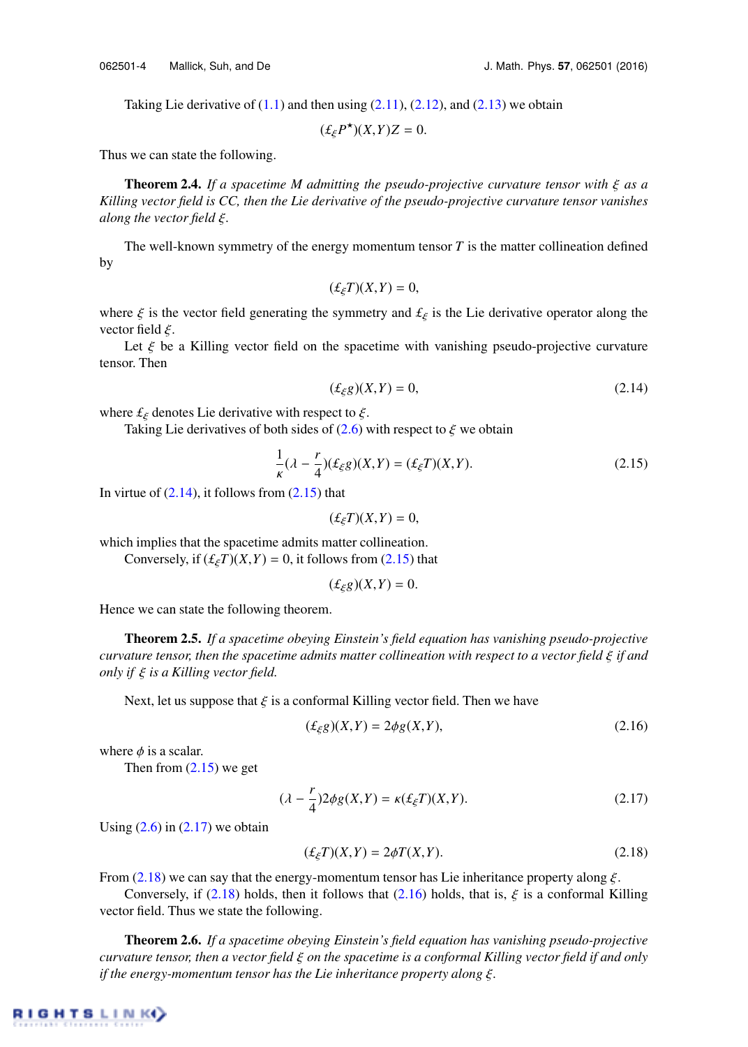Taking Lie derivative of (1.1) and then using (2.11), (2.12), and (2.13) we obtain

$$(\pounds_\xi P^\star)(X,Y)Z = 0.$$

Thus we can state the following.

**Theorem 2.4.** *If a spacetime $M$ admitting the pseudo-projective curvature tensor with $\xi$ as a Killing vector field is CC, then the Lie derivative of the pseudo-projective curvature tensor vanishes along the vector field $\xi$.*

The well-known symmetry of the energy momentum tensor $T$ is the matter collineation defined by

$$(\pounds_\xi T)(X,Y) = 0,$$

where $\xi$ is the vector field generating the symmetry and $\pounds_\xi$ is the Lie derivative operator along the vector field $\xi$.

Let $\xi$ be a Killing vector field on the spacetime with vanishing pseudo-projective curvature tensor. Then

$$(\pounds_\xi g)(X,Y) = 0, \tag{2.14}$$

where $\pounds_\xi$ denotes Lie derivative with respect to $\xi$.

Taking Lie derivatives of both sides of (2.6) with respect to $\xi$ we obtain

$$\frac{1}{\kappa}(\lambda - \frac{r}{4})(\pounds_\xi g)(X,Y) = (\pounds_\xi T)(X,Y). \tag{2.15}$$

In virtue of (2.14), it follows from (2.15) that

$$(\pounds_\xi T)(X,Y) = 0,$$

which implies that the spacetime admits matter collineation.

Conversely, if $(\pounds_\xi T)(X,Y) = 0$, it follows from (2.15) that

$$(\pounds_\xi g)(X,Y) = 0.$$

Hence we can state the following theorem.

**Theorem 2.5.** *If a spacetime obeying Einstein's field equation has vanishing pseudo-projective curvature tensor, then the spacetime admits matter collineation with respect to a vector field $\xi$ if and only if $\xi$ is a Killing vector field.*

Next, let us suppose that $\xi$ is a conformal Killing vector field. Then we have

$$(\pounds_\xi g)(X,Y) = 2\phi g(X,Y), \tag{2.16}$$

where $\phi$ is a scalar.

Then from (2.15) we get

$$(\lambda - \frac{r}{4})2\phi g(X,Y) = \kappa(\pounds_\xi T)(X,Y). \tag{2.17}$$

Using (2.6) in (2.17) we obtain

$$(\pounds_\xi T)(X,Y) = 2\phi T(X,Y). \tag{2.18}$$

From (2.18) we can say that the energy-momentum tensor has Lie inheritance property along $\xi$.

Conversely, if (2.18) holds, then it follows that (2.16) holds, that is, $\xi$ is a conformal Killing vector field. Thus we state the following.

**Theorem 2.6.** *If a spacetime obeying Einstein's field equation has vanishing pseudo-projective curvature tensor, then a vector field $\xi$ on the spacetime is a conformal Killing vector field if and only if the energy-momentum tensor has the Lie inheritance property along $\xi$.*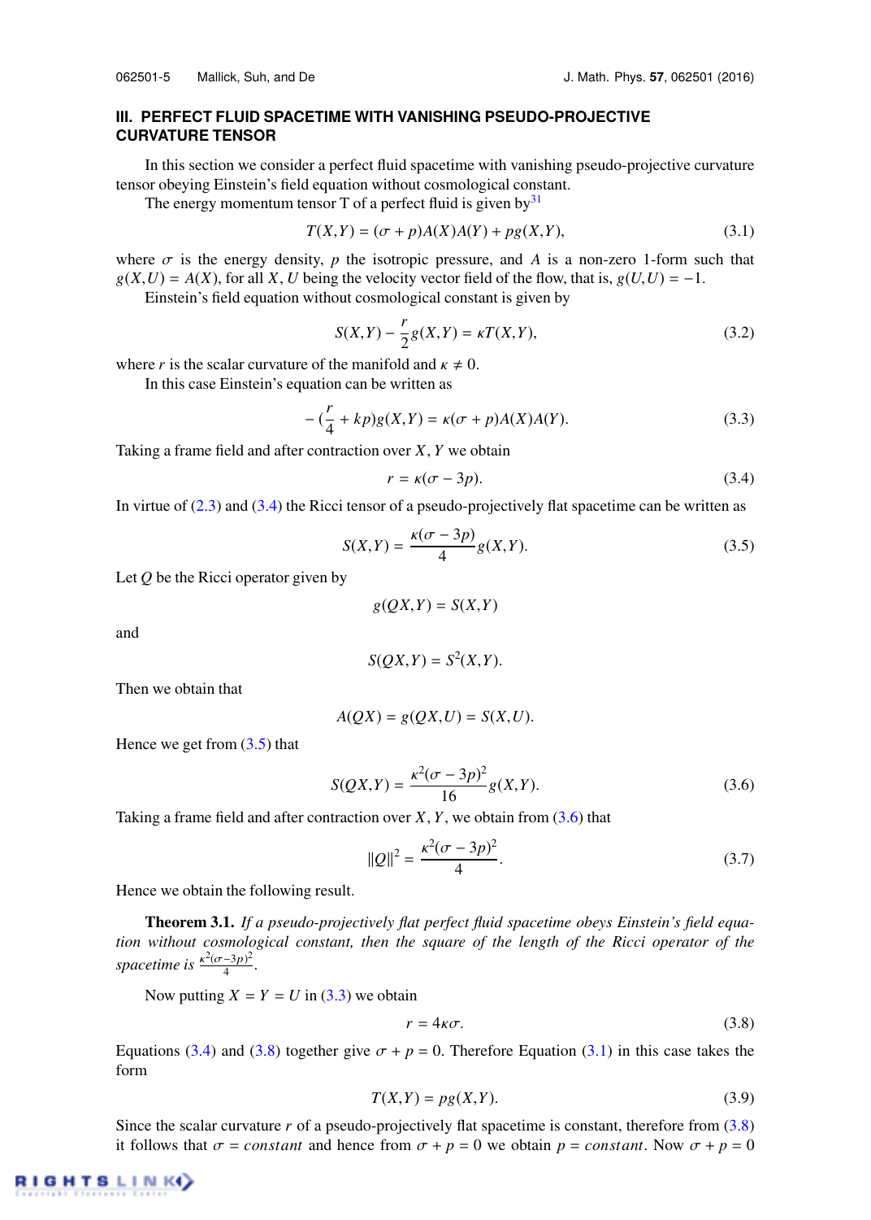## III. PERFECT FLUID SPACETIME WITH VANISHING PSEUDO-PROJECTIVE CURVATURE TENSOR

In this section we consider a perfect fluid spacetime with vanishing pseudo-projective curvature tensor obeying Einstein's field equation without cosmological constant.

The energy momentum tensor T of a perfect fluid is given by[31]

$$T(X,Y) = (\sigma + p)A(X)A(Y) + pg(X,Y), \tag{3.1}$$

where $\sigma$ is the energy density, $p$ the isotropic pressure, and $A$ is a non-zero 1-form such that $g(X,U) = A(X)$, for all $X$, $U$ being the velocity vector field of the flow, that is, $g(U,U) = -1$.

Einstein's field equation without cosmological constant is given by

$$S(X,Y) - \frac{r}{2}g(X,Y) = \kappa T(X,Y), \tag{3.2}$$

where $r$ is the scalar curvature of the manifold and $\kappa \neq 0$.

In this case Einstein's equation can be written as

$$-(\frac{r}{4} + kp)g(X,Y) = \kappa(\sigma + p)A(X)A(Y). \tag{3.3}$$

Taking a frame field and after contraction over $X$, $Y$ we obtain

$$r = \kappa(\sigma - 3p). \tag{3.4}$$

In virtue of (2.3) and (3.4) the Ricci tensor of a pseudo-projectively flat spacetime can be written as

$$S(X,Y) = \frac{\kappa(\sigma - 3p)}{4}g(X,Y). \tag{3.5}$$

Let $Q$ be the Ricci operator given by

$$g(QX,Y) = S(X,Y)$$

and

$$S(QX,Y) = S^2(X,Y).$$

Then we obtain that

$$A(QX) = g(QX,U) = S(X,U).$$

Hence we get from (3.5) that

$$S(QX,Y) = \frac{\kappa^2(\sigma - 3p)^2}{16}g(X,Y). \tag{3.6}$$

Taking a frame field and after contraction over $X$, $Y$, we obtain from (3.6) that

$$\|Q\|^2 = \frac{\kappa^2(\sigma - 3p)^2}{4}. \tag{3.7}$$

Hence we obtain the following result.

**Theorem 3.1.** *If a pseudo-projectively flat perfect fluid spacetime obeys Einstein's field equation without cosmological constant, then the square of the length of the Ricci operator of the spacetime is* $\frac{\kappa^2(\sigma-3p)^2}{4}$.

Now putting $X = Y = U$ in (3.3) we obtain

$$r = 4\kappa\sigma. \tag{3.8}$$

Equations (3.4) and (3.8) together give $\sigma + p = 0$. Therefore Equation (3.1) in this case takes the form

$$T(X,Y) = pg(X,Y). \tag{3.9}$$

Since the scalar curvature $r$ of a pseudo-projectively flat spacetime is constant, therefore from (3.8) it follows that $\sigma = constant$ and hence from $\sigma + p = 0$ we obtain $p = constant$. Now $\sigma + p = 0$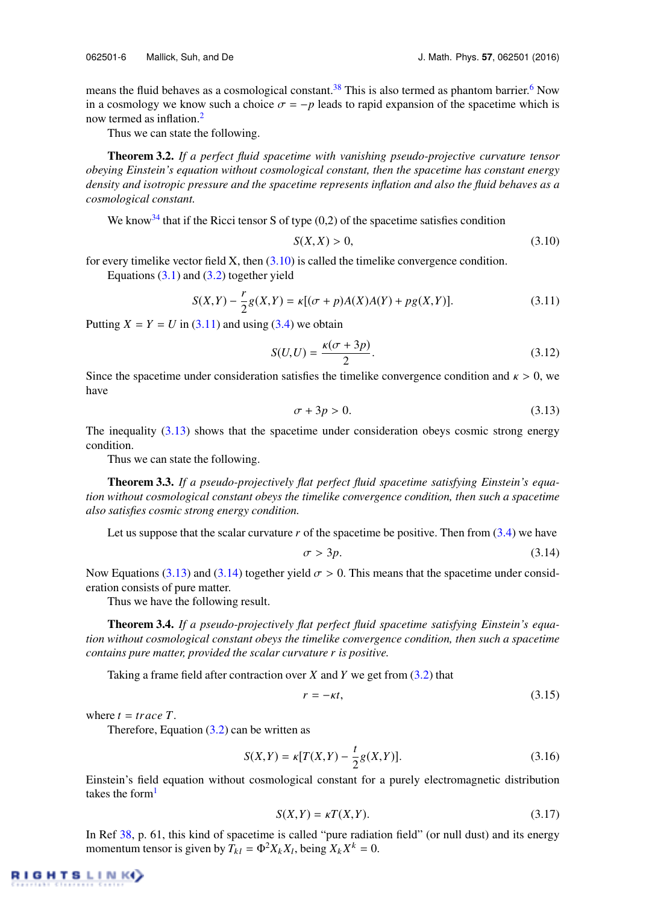means the fluid behaves as a cosmological constant.[38] This is also termed as phantom barrier.[6] Now in a cosmology we know such a choice $\sigma = -p$ leads to rapid expansion of the spacetime which is now termed as inflation.[2]

Thus we can state the following.

**Theorem 3.2.** *If a perfect fluid spacetime with vanishing pseudo-projective curvature tensor obeying Einstein's equation without cosmological constant, then the spacetime has constant energy density and isotropic pressure and the spacetime represents inflation and also the fluid behaves as a cosmological constant.*

We know[34] that if the Ricci tensor S of type (0,2) of the spacetime satisfies condition

$$S(X, X) > 0, \tag{3.10}$$

for every timelike vector field X, then (3.10) is called the timelike convergence condition.

Equations (3.1) and (3.2) together yield

$$S(X,Y) - \frac{r}{2}g(X,Y) = \kappa[(\sigma + p)A(X)A(Y) + pg(X,Y)]. \tag{3.11}$$

Putting $X = Y = U$ in (3.11) and using (3.4) we obtain

$$S(U,U) = \frac{\kappa(\sigma + 3p)}{2}. \tag{3.12}$$

Since the spacetime under consideration satisfies the timelike convergence condition and $\kappa > 0$, we have

$$\sigma + 3p > 0. \tag{3.13}$$

The inequality (3.13) shows that the spacetime under consideration obeys cosmic strong energy condition.

Thus we can state the following.

**Theorem 3.3.** *If a pseudo-projectively flat perfect fluid spacetime satisfying Einstein's equation without cosmological constant obeys the timelike convergence condition, then such a spacetime also satisfies cosmic strong energy condition.*

Let us suppose that the scalar curvature $r$ of the spacetime be positive. Then from (3.4) we have

$$\sigma > 3p. \tag{3.14}$$

Now Equations (3.13) and (3.14) together yield $\sigma > 0$. This means that the spacetime under consideration consists of pure matter.

Thus we have the following result.

**Theorem 3.4.** *If a pseudo-projectively flat perfect fluid spacetime satisfying Einstein's equation without cosmological constant obeys the timelike convergence condition, then such a spacetime contains pure matter, provided the scalar curvature r is positive.*

Taking a frame field after contraction over $X$ and $Y$ we get from (3.2) that

$$r = -\kappa t, \tag{3.15}$$

where $t = trace\ T$.

Therefore, Equation (3.2) can be written as

$$S(X,Y) = \kappa[T(X,Y) - \frac{t}{2}g(X,Y)]. \tag{3.16}$$

Einstein's field equation without cosmological constant for a purely electromagnetic distribution takes the form[1]

$$S(X,Y) = \kappa T(X,Y). \tag{3.17}$$

In Ref 38, p. 61, this kind of spacetime is called "pure radiation field" (or null dust) and its energy momentum tensor is given by $T_{kl} = \Phi^2 X_k X_l$, being $X_k X^k = 0$.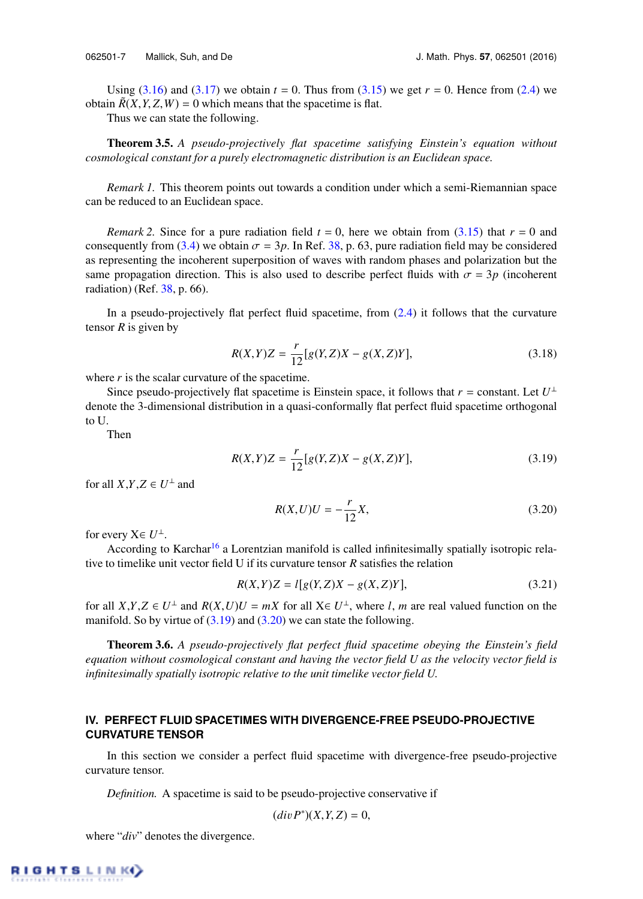Using (3.16) and (3.17) we obtain $t = 0$. Thus from (3.15) we get $r = 0$. Hence from (2.4) we obtain $\tilde{R}(X,Y,Z,W) = 0$ which means that the spacetime is flat.

Thus we can state the following.

**Theorem 3.5.** *A pseudo-projectively flat spacetime satisfying Einstein's equation without cosmological constant for a purely electromagnetic distribution is an Euclidean space.*

*Remark 1.* This theorem points out towards a condition under which a semi-Riemannian space can be reduced to an Euclidean space.

*Remark 2.* Since for a pure radiation field $t = 0$, here we obtain from (3.15) that $r = 0$ and consequently from (3.4) we obtain $\sigma = 3p$. In Ref. 38, p. 63, pure radiation field may be considered as representing the incoherent superposition of waves with random phases and polarization but the same propagation direction. This is also used to describe perfect fluids with $\sigma = 3p$ (incoherent radiation) (Ref. 38, p. 66).

In a pseudo-projectively flat perfect fluid spacetime, from (2.4) it follows that the curvature tensor $R$ is given by

$$R(X,Y)Z = \frac{r}{12}[g(Y,Z)X - g(X,Z)Y], \tag{3.18}$$

where $r$ is the scalar curvature of the spacetime.

Since pseudo-projectively flat spacetime is Einstein space, it follows that $r =$ constant. Let $U^{\perp}$ denote the 3-dimensional distribution in a quasi-conformally flat perfect fluid spacetime orthogonal to U.

Then

$$R(X,Y)Z = \frac{r}{12}[g(Y,Z)X - g(X,Z)Y], \tag{3.19}$$

for all $X,Y,Z \in U^{\perp}$ and

$$R(X,U)U = -\frac{r}{12}X, \tag{3.20}$$

for every $X \in U^{\perp}$.

According to Karchar[16] a Lorentzian manifold is called infinitesimally spatially isotropic relative to timelike unit vector field U if its curvature tensor $R$ satisfies the relation

$$R(X,Y)Z = l[g(Y,Z)X - g(X,Z)Y], \tag{3.21}$$

for all $X,Y,Z \in U^{\perp}$ and $R(X,U)U = mX$ for all $X \in U^{\perp}$, where $l$, $m$ are real valued function on the manifold. So by virtue of (3.19) and (3.20) we can state the following.

**Theorem 3.6.** *A pseudo-projectively flat perfect fluid spacetime obeying the Einstein's field equation without cosmological constant and having the vector field U as the velocity vector field is infinitesimally spatially isotropic relative to the unit timelike vector field U.*

## IV. PERFECT FLUID SPACETIMES WITH DIVERGENCE-FREE PSEUDO-PROJECTIVE CURVATURE TENSOR

In this section we consider a perfect fluid spacetime with divergence-free pseudo-projective curvature tensor.

*Definition.* A spacetime is said to be pseudo-projective conservative if

$$(div\, P^{*})(X,Y,Z) = 0,$$

where "*div*" denotes the divergence.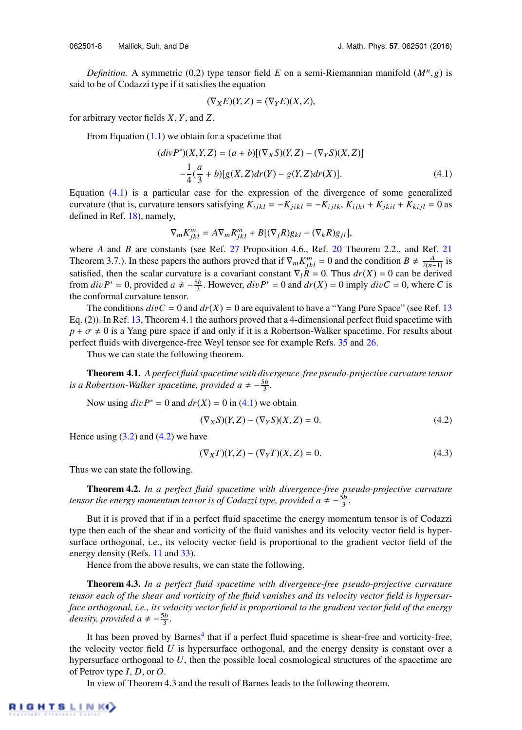*Definition.* A symmetric (0,2) type tensor field $E$ on a semi-Riemannian manifold $(M^n, g)$ is said to be of Codazzi type if it satisfies the equation

$$(\nabla_X E)(Y, Z) = (\nabla_Y E)(X, Z),$$

for arbitrary vector fields $X$, $Y$, and $Z$.

From Equation (1.1) we obtain for a spacetime that

$$(divP^*)(X, Y, Z) = (a + b)[(\nabla_X S)(Y, Z) - (\nabla_Y S)(X, Z)] \\ -\frac{1}{4}(\frac{a}{3} + b)[g(X, Z)dr(Y) - g(Y, Z)dr(X)]. \tag{4.1}$$

Equation (4.1) is a particular case for the expression of the divergence of some generalized curvature (that is, curvature tensors satisfying $K_{ijkl} = -K_{jikl} = -K_{ijlk}$, $K_{ijkl} + K_{jkil} + K_{kijl} = 0$ as defined in Ref. 18), namely,

$$\nabla_m K^m_{jkl} = A\nabla_m R^m_{jkl} + B[(\nabla_j R)g_{kl} - (\nabla_k R)g_{jl}],$$

where $A$ and $B$ are constants (see Ref. 27 Proposition 4.6., Ref. 20 Theorem 2.2., and Ref. 21 Theorem 3.7.). In these papers the authors proved that if $\nabla_m K^m_{jkl} = 0$ and the condition $B \neq \frac{A}{2(n-1)}$ is satisfied, then the scalar curvature is a covariant constant $\nabla_l R = 0$. Thus $dr(X) = 0$ can be derived from $divP^* = 0$, provided $a \neq -\frac{5b}{3}$. However, $divP^* = 0$ and $dr(X) = 0$ imply $divC = 0$, where $C$ is the conformal curvature tensor.

The conditions $divC = 0$ and $dr(X) = 0$ are equivalent to have a "Yang Pure Space" (see Ref. 13 Eq. (2)). In Ref. 13, Theorem 4.1 the authors proved that a 4-dimensional perfect fluid spacetime with $p + \sigma \neq 0$ is a Yang pure space if and only if it is a Robertson-Walker spacetime. For results about perfect fluids with divergence-free Weyl tensor see for example Refs. 35 and 26.

Thus we can state the following theorem.

**Theorem 4.1.** *A perfect fluid spacetime with divergence-free pseudo-projective curvature tensor is a Robertson-Walker spacetime, provided* $a \neq -\frac{5b}{3}$.

Now using $divP^* = 0$ and $dr(X) = 0$ in (4.1) we obtain

$$(\nabla_X S)(Y, Z) - (\nabla_Y S)(X, Z) = 0. \tag{4.2}$$

Hence using (3.2) and (4.2) we have

$$(\nabla_X T)(Y, Z) - (\nabla_Y T)(X, Z) = 0. \tag{4.3}$$

Thus we can state the following.

**Theorem 4.2.** *In a perfect fluid spacetime with divergence-free pseudo-projective curvature tensor the energy momentum tensor is of Codazzi type, provided* $a \neq -\frac{5b}{3}$.

But it is proved that if in a perfect fluid spacetime the energy momentum tensor is of Codazzi type then each of the shear and vorticity of the fluid vanishes and its velocity vector field is hypersurface orthogonal, i.e., its velocity vector field is proportional to the gradient vector field of the energy density (Refs. 11 and 33).

Hence from the above results, we can state the following.

**Theorem 4.3.** *In a perfect fluid spacetime with divergence-free pseudo-projective curvature tensor each of the shear and vorticity of the fluid vanishes and its velocity vector field is hypersurface orthogonal, i.e., its velocity vector field is proportional to the gradient vector field of the energy density, provided* $a \neq -\frac{5b}{3}$.

It has been proved by Barnes[4] that if a perfect fluid spacetime is shear-free and vorticity-free, the velocity vector field $U$ is hypersurface orthogonal, and the energy density is constant over a hypersurface orthogonal to $U$, then the possible local cosmological structures of the spacetime are of Petrov type $I$, $D$, or $O$.

In view of Theorem 4.3 and the result of Barnes leads to the following theorem.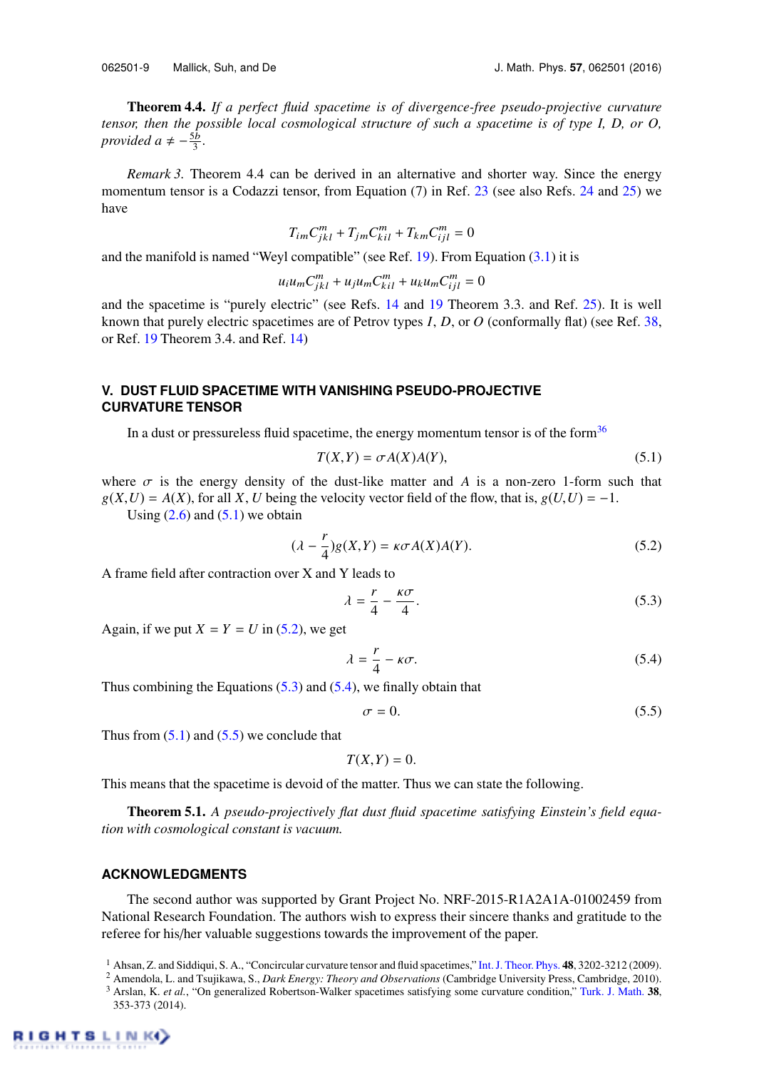**Theorem 4.4.** *If a perfect fluid spacetime is of divergence-free pseudo-projective curvature tensor, then the possible local cosmological structure of such a spacetime is of type I, D, or O, provided* $a \neq -\frac{5b}{3}$.

*Remark 3.* Theorem 4.4 can be derived in an alternative and shorter way. Since the energy momentum tensor is a Codazzi tensor, from Equation (7) in Ref. 23 (see also Refs. 24 and 25) we have

$$T_{im}C^{m}_{jkl} + T_{jm}C^{m}_{kil} + T_{km}C^{m}_{ijl} = 0$$

and the manifold is named "Weyl compatible" (see Ref. 19). From Equation (3.1) it is

$$u_i u_m C^{m}_{jkl} + u_j u_m C^{m}_{kil} + u_k u_m C^{m}_{ijl} = 0$$

and the spacetime is "purely electric" (see Refs. 14 and 19 Theorem 3.3. and Ref. 25). It is well known that purely electric spacetimes are of Petrov types $I$, $D$, or $O$ (conformally flat) (see Ref. 38, or Ref. 19 Theorem 3.4. and Ref. 14)

## V. DUST FLUID SPACETIME WITH VANISHING PSEUDO-PROJECTIVE CURVATURE TENSOR

In a dust or pressureless fluid spacetime, the energy momentum tensor is of the form[36]

$$T(X,Y) = \sigma A(X)A(Y), \tag{5.1}$$

where $\sigma$ is the energy density of the dust-like matter and $A$ is a non-zero 1-form such that $g(X,U) = A(X)$, for all $X$, $U$ being the velocity vector field of the flow, that is, $g(U,U) = -1$.

Using (2.6) and (5.1) we obtain

$$(\lambda - \frac{r}{4})g(X,Y) = \kappa\sigma A(X)A(Y). \tag{5.2}$$

A frame field after contraction over X and Y leads to

$$\lambda = \frac{r}{4} - \frac{\kappa\sigma}{4}. \tag{5.3}$$

Again, if we put $X = Y = U$ in (5.2), we get

$$\lambda = \frac{r}{4} - \kappa\sigma. \tag{5.4}$$

Thus combining the Equations (5.3) and (5.4), we finally obtain that

$$\sigma = 0. \tag{5.5}$$

Thus from (5.1) and (5.5) we conclude that

$$T(X,Y) = 0.$$

This means that the spacetime is devoid of the matter. Thus we can state the following.

**Theorem 5.1.** *A pseudo-projectively flat dust fluid spacetime satisfying Einstein's field equation with cosmological constant is vacuum.*

## ACKNOWLEDGMENTS

The second author was supported by Grant Project No. NRF-2015-R1A2A1A-01002459 from National Research Foundation. The authors wish to express their sincere thanks and gratitude to the referee for his/her valuable suggestions towards the improvement of the paper.

[1] Ahsan, Z. and Siddiqui, S. A., "Concircular curvature tensor and fluid spacetimes," Int. J. Theor. Phys. **48**, 3202-3212 (2009).
[2] Amendola, L. and Tsujikawa, S., *Dark Energy: Theory and Observations* (Cambridge University Press, Cambridge, 2010).
[3] Arslan, K. *et al.*, "On generalized Robertson-Walker spacetimes satisfying some curvature condition," Turk. J. Math. **38**, 353-373 (2014).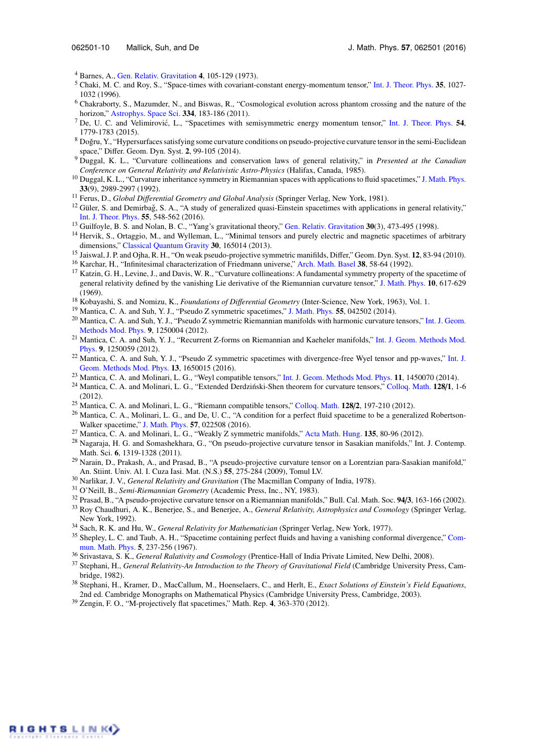[4] Barnes, A., Gen. Relativ. Gravitation **4**, 105-129 (1973).

[5] Chaki, M. C. and Roy, S., "Space-times with covariant-constant energy-momentum tensor," Int. J. Theor. Phys. **35**, 1027-1032 (1996).

[6] Chakraborty, S., Mazumder, N., and Biswas, R., "Cosmological evolution across phantom crossing and the nature of the horizon," Astrophys. Space Sci. **334**, 183-186 (2011).

[7] De, U. C. and Velimirović, L., "Spacetimes with semisymmetric energy momentum tensor," Int. J. Theor. Phys. **54**, 1779-1783 (2015).

[8] Doğru, Y., "Hypersurfaces satisfying some curvature conditions on pseudo-projective curvature tensor in the semi-Euclidean space," Differ. Geom. Dyn. Syst. **2**, 99-105 (2014).

[9] Duggal, K. L., "Curvature collineations and conservation laws of general relativity," in *Presented at the Canadian Conference on General Relativity and Relativistic Astro-Physics* (Halifax, Canada, 1985).

[10] Duggal, K. L., "Curvature inheritance symmetry in Riemannian spaces with applications to fluid spacetimes," J. Math. Phys. **33**(9), 2989-2997 (1992).

[11] Ferus, D., *Global Differential Geometry and Global Analysis* (Springer Verlag, New York, 1981).

[12] Güler, S. and Demirbağ, S. A., "A study of generalized quasi-Einstein spacetimes with applications in general relativity," Int. J. Theor. Phys. **55**, 548-562 (2016).

[13] Guilfoyle, B. S. and Nolan, B. C., "Yang's gravitational theory," Gen. Relativ. Gravitation **30**(3), 473-495 (1998).

[14] Hervik, S., Ortaggio, M., and Wylleman, L., "Minimal tensors and purely electric and magnetic spacetimes of arbitrary dimensions," Classical Quantum Gravity **30**, 165014 (2013).

[15] Jaiswal, J. P. and Ojha, R. H., "On weak pseudo-projective symmetric manifilds, Differ," Geom. Dyn. Syst. **12**, 83-94 (2010).

[16] Karchar, H., "Infinitesimal characterization of Friedmann universe," Arch. Math. Basel **38**, 58-64 (1992).

[17] Katzin, G. H., Levine, J., and Davis, W. R., "Curvature collineations: A fundamental symmetry property of the spacetime of general relativity defined by the vanishing Lie derivative of the Riemannian curvature tensor," J. Math. Phys. **10**, 617-629 (1969).

[18] Kobayashi, S. and Nomizu, K., *Foundations of Differential Geometry* (Inter-Science, New York, 1963), Vol. 1.

[19] Mantica, C. A. and Suh, Y. J., "Pseudo Z symmetric spacetimes," J. Math. Phys. **55**, 042502 (2014).

[20] Mantica, C. A. and Suh, Y. J., "Pseudo Z symmetric Riemannian manifolds with harmonic curvature tensors," Int. J. Geom. Methods Mod. Phys. **9**, 1250004 (2012).

[21] Mantica, C. A. and Suh, Y. J., "Recurrent Z-forms on Riemannian and Kaeheler manifolds," Int. J. Geom. Methods Mod. Phys. **9**, 1250059 (2012).

[22] Mantica, C. A. and Suh, Y. J., "Pseudo Z symmetric spacetimes with divergence-free Wyel tensor and pp-waves," Int. J. Geom. Methods Mod. Phys. **13**, 1650015 (2016).

[23] Mantica, C. A. and Molinari, L. G., "Weyl compatible tensors," Int. J. Geom. Methods Mod. Phys. **11**, 1450070 (2014).

[24] Mantica, C. A. and Molinari, L. G., "Extended Derdziński-Shen theorem for curvature tensors," Colloq. Math. **128/1**, 1-6 (2012).

[25] Mantica, C. A. and Molinari, L. G., "Riemann compatible tensors," Colloq. Math. **128/2**, 197-210 (2012).

[26] Mantica, C. A., Molinari, L. G., and De, U. C., "A condition for a perfect fluid spacetime to be a generalized Robertson-Walker spacetime," J. Math. Phys. **57**, 022508 (2016).

[27] Mantica, C. A. and Molinari, L. G., "Weakly Z symmetric manifolds," Acta Math. Hung. **135**, 80-96 (2012).

[28] Nagaraja, H. G. and Somashekhara, G., "On pseudo-projective curvature tensor in Sasakian manifolds," Int. J. Contemp. Math. Sci. **6**, 1319-1328 (2011).

[29] Narain, D., Prakash, A., and Prasad, B., "A pseudo-projective curvature tensor on a Lorentzian para-Sasakian manifold," An. Stiint. Univ. Al. I. Cuza Iasi. Mat. (N.S.) **55**, 275-284 (2009), Tomul LV.

[30] Narlikar, J. V., *General Relativity and Gravitation* (The Macmillan Company of India, 1978).

[31] O'Neill, B., *Semi-Riemannian Geometry* (Academic Press, Inc., NY, 1983).

[32] Prasad, B., "A pseudo-projective curvature tensor on a Riemannian manifolds," Bull. Cal. Math. Soc. **94/3**, 163-166 (2002).

[33] Roy Chaudhuri, A. K., Benerjee, S., and Benerjee, A., *General Relativity, Astrophysics and Cosmology* (Springer Verlag, New York, 1992).

[34] Sach, R. K. and Hu, W., *General Relativity for Mathematician* (Springer Verlag, New York, 1977).

[35] Shepley, L. C. and Taub, A. H., "Spacetime containing perfect fluids and having a vanishing conformal divergence," Commun. Math. Phys. **5**, 237-256 (1967).

[36] Srivastava, S. K., *General Ralativity and Cosmology* (Prentice-Hall of India Private Limited, New Delhi, 2008).

[37] Stephani, H., *General Relativity-An Introduction to the Theory of Gravitational Field* (Cambridge University Press, Cambridge, 1982).

[38] Stephani, H., Kramer, D., MacCallum, M., Hoenselaers, C., and Herlt, E., *Exact Solutions of Einstein's Field Equations*, 2nd ed. Cambridge Monographs on Mathematical Physics (Cambridge University Press, Cambridge, 2003).

[39] Zengin, F. O., "M-projectively flat spacetimes," Math. Rep. **4**, 363-370 (2012).